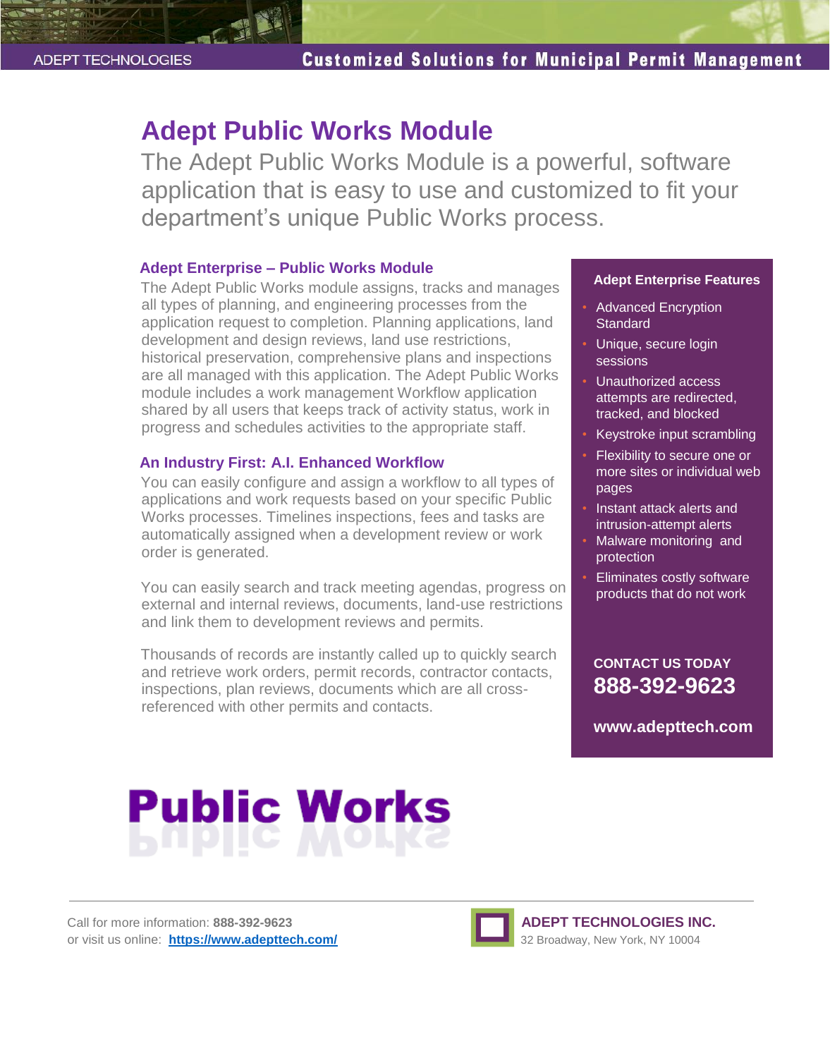ADEPT TECHNOLOGIES

**Customized Solutions for Municipal Permit Management**

# Adept Public Works Module

The Adept Public Works Module is a powerful, software application that is easy to use and customized to fit your department's unique Public Works process.

### Adept Enterprise – Public Works Module

The Adept Public Works module assigns, tracks and manages all types of planning, and engineering processes from the application request to completion. Planning applications, land development and design reviews, land use restrictions, historical preservation, comprehensive plans and inspections are all managed with this application. The Adept Public Works module includes a work management Workflow application shared by all users that keeps track of activity status, work in progress and schedules activities to the appropriate staff.

### An Industry First: A.I. Enhanced Workflow

You can easily configure and assign a workflow to all types of applications and work requests based on your specific Public Works processes. Timelines inspections, fees and tasks are automatically assigned when a development review or work order is generated.

You can easily search and track meeting agendas, progress on external and internal reviews, documents, land-use restrictions and link them to development reviews and permits.

Thousands of records are instantly called up to quickly search and retrieve work orders, permit records, contractor contacts, inspections, plan reviews, documents which are all cross-referenced with other permits and contacts.

### Adept Enterprise Features

- Advanced Encryption Standard
- Unique, secure login sessions
- Unauthorized access attempts are redirected, tracked, and blocked
- Keystroke input scrambling
- Flexibility to secure one or more sites or individual web pages
- Instant attack alerts and intrusion-attempt alerts
- Malware monitoring and protection
- Eliminates costly software products that do not work

**CONTACT US TODAY**
**888-392-9623**

**www.adepttech.com**

# Public Works

Call for more information: **888-392-9623**
or visit us online: **https://www.adepttech.com/**

**ADEPT TECHNOLOGIES INC.**
32 Broadway, New York, NY 10004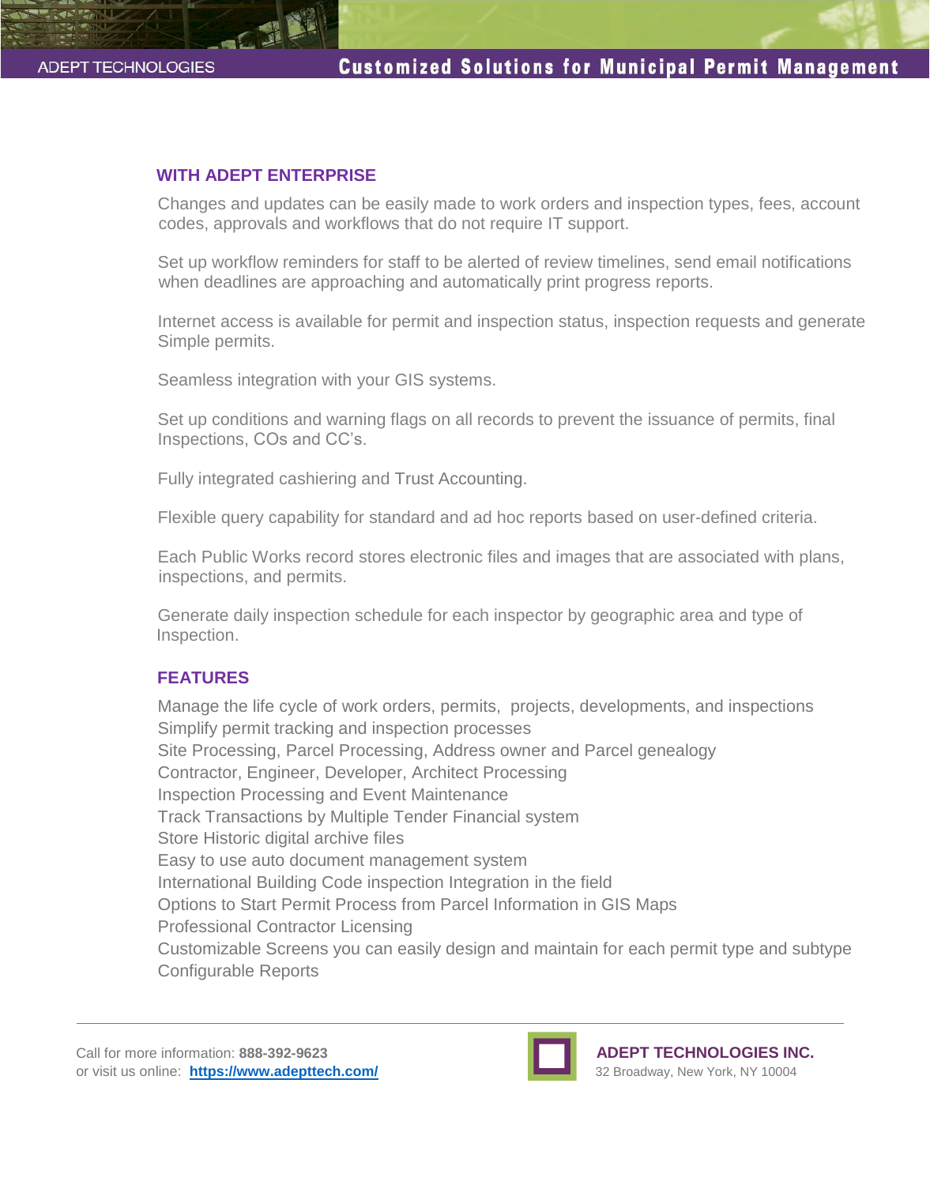## WITH ADEPT ENTERPRISE

Changes and updates can be easily made to work orders and inspection types, fees, account codes, approvals and workflows that do not require IT support.

Set up workflow reminders for staff to be alerted of review timelines, send email notifications when deadlines are approaching and automatically print progress reports.

Internet access is available for permit and inspection status, inspection requests and generate Simple permits.

Seamless integration with your GIS systems.

Set up conditions and warning flags on all records to prevent the issuance of permits, final Inspections, COs and CC's.

Fully integrated cashiering and Trust Accounting.

Flexible query capability for standard and ad hoc reports based on user-defined criteria.

Each Public Works record stores electronic files and images that are associated with plans, inspections, and permits.

Generate daily inspection schedule for each inspector by geographic area and type of Inspection.

## FEATURES

Manage the life cycle of work orders, permits, projects, developments, and inspections
Simplify permit tracking and inspection processes
Site Processing, Parcel Processing, Address owner and Parcel genealogy
Contractor, Engineer, Developer, Architect Processing
Inspection Processing and Event Maintenance
Track Transactions by Multiple Tender Financial system
Store Historic digital archive files
Easy to use auto document management system
International Building Code inspection Integration in the field
Options to Start Permit Process from Parcel Information in GIS Maps
Professional Contractor Licensing
Customizable Screens you can easily design and maintain for each permit type and subtype
Configurable Reports

---

Call for more information: **888-392-9623**
or visit us online: **https://www.adepttech.com/**

**ADEPT TECHNOLOGIES INC.**
32 Broadway, New York, NY 10004